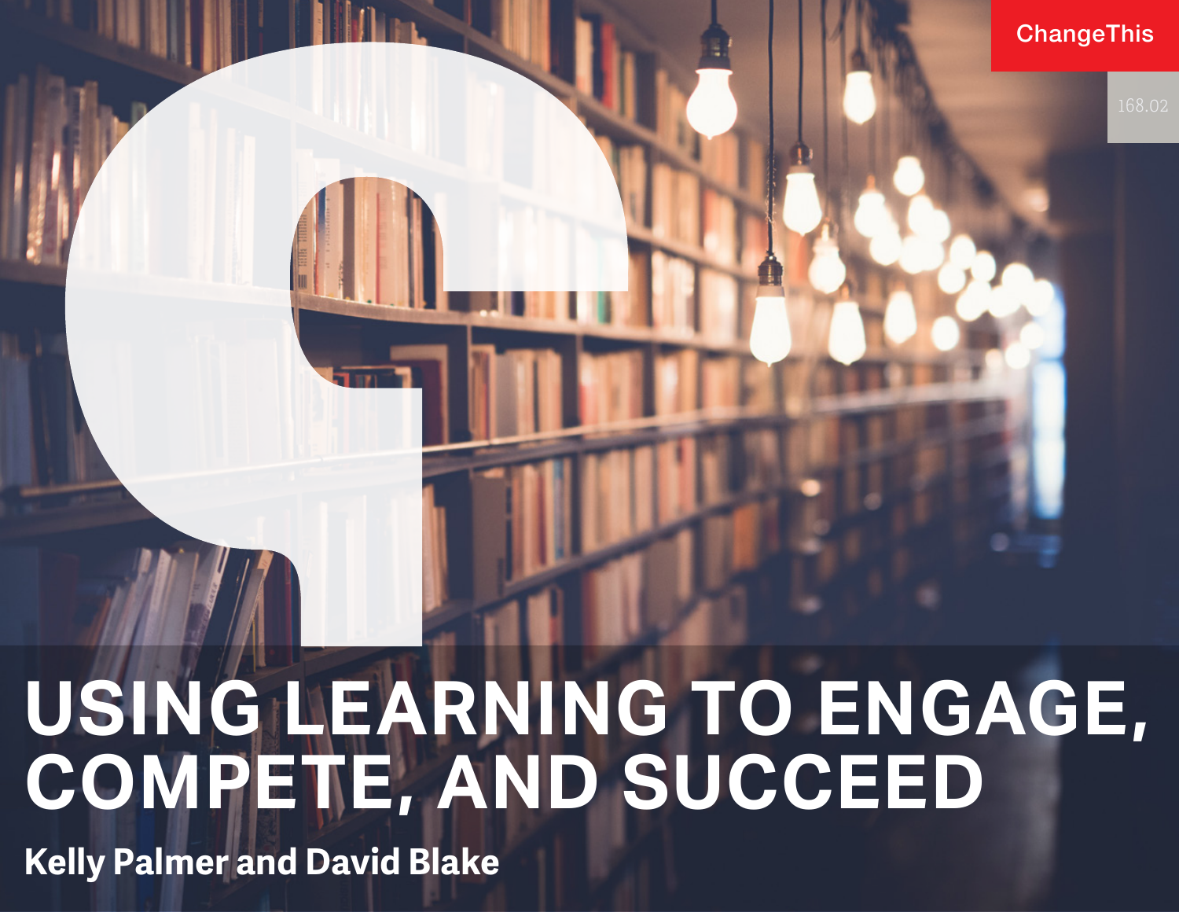ChangeThis

168.02

# USING LEARNING TO ENGAGE, COMPETE, AND SUCCEED

**Kelly Palmer and David Blake**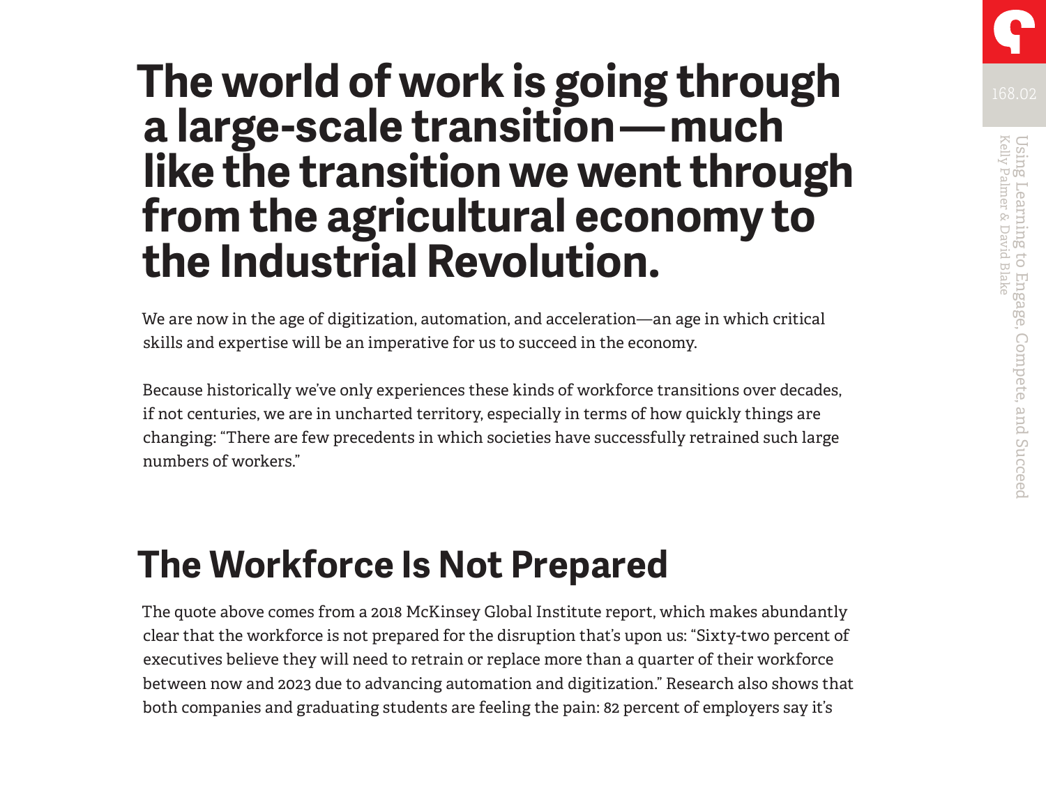# The world of work is going through a large-scale transition—much like the transition we went through from the agricultural economy to the Industrial Revolution.

We are now in the age of digitization, automation, and acceleration—an age in which critical skills and expertise will be an imperative for us to succeed in the economy.

Because historically we've only experiences these kinds of workforce transitions over decades, if not centuries, we are in uncharted territory, especially in terms of how quickly things are changing: "There are few precedents in which societies have successfully retrained such large numbers of workers."

## The Workforce Is Not Prepared

The quote above comes from a 2018 McKinsey Global Institute report, which makes abundantly clear that the workforce is not prepared for the disruption that's upon us: "Sixty-two percent of executives believe they will need to retrain or replace more than a quarter of their workforce between now and 2023 due to advancing automation and digitization." Research also shows that both companies and graduating students are feeling the pain: 82 percent of employers say it's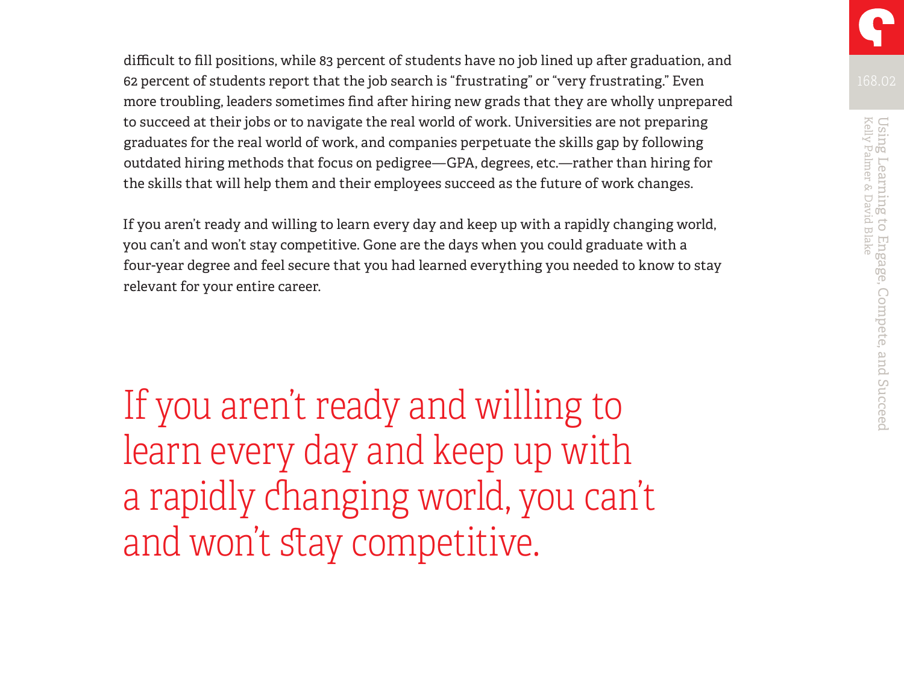difficult to fill positions, while 83 percent of students have no job lined up after graduation, and 62 percent of students report that the job search is "frustrating" or "very frustrating." Even more troubling, leaders sometimes find after hiring new grads that they are wholly unprepared to succeed at their jobs or to navigate the real world of work. Universities are not preparing graduates for the real world of work, and companies perpetuate the skills gap by following outdated hiring methods that focus on pedigree—GPA, degrees, etc.—rather than hiring for the skills that will help them and their employees succeed as the future of work changes.

If you aren't ready and willing to learn every day and keep up with a rapidly changing world, you can't and won't stay competitive. Gone are the days when you could graduate with a four-year degree and feel secure that you had learned everything you needed to know to stay relevant for your entire career.

> If you aren't ready and willing to learn every day and keep up with a rapidly changing world, you can't and won't stay competitive.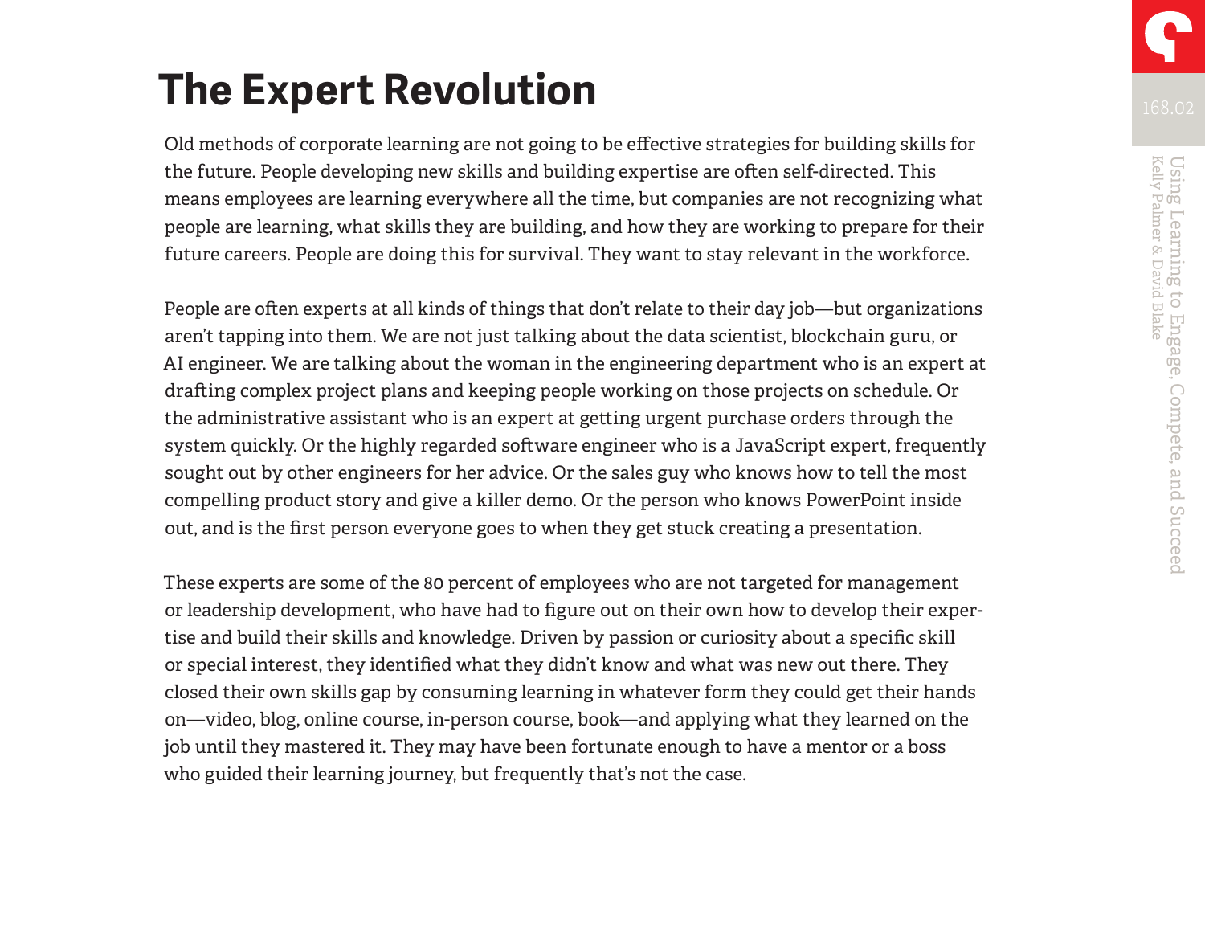# The Expert Revolution

Old methods of corporate learning are not going to be effective strategies for building skills for the future. People developing new skills and building expertise are often self-directed. This means employees are learning everywhere all the time, but companies are not recognizing what people are learning, what skills they are building, and how they are working to prepare for their future careers. People are doing this for survival. They want to stay relevant in the workforce.

People are often experts at all kinds of things that don't relate to their day job—but organizations aren't tapping into them. We are not just talking about the data scientist, blockchain guru, or AI engineer. We are talking about the woman in the engineering department who is an expert at drafting complex project plans and keeping people working on those projects on schedule. Or the administrative assistant who is an expert at getting urgent purchase orders through the system quickly. Or the highly regarded software engineer who is a JavaScript expert, frequently sought out by other engineers for her advice. Or the sales guy who knows how to tell the most compelling product story and give a killer demo. Or the person who knows PowerPoint inside out, and is the first person everyone goes to when they get stuck creating a presentation.

These experts are some of the 80 percent of employees who are not targeted for management or leadership development, who have had to figure out on their own how to develop their expertise and build their skills and knowledge. Driven by passion or curiosity about a specific skill or special interest, they identified what they didn't know and what was new out there. They closed their own skills gap by consuming learning in whatever form they could get their hands on—video, blog, online course, in-person course, book—and applying what they learned on the job until they mastered it. They may have been fortunate enough to have a mentor or a boss who guided their learning journey, but frequently that's not the case.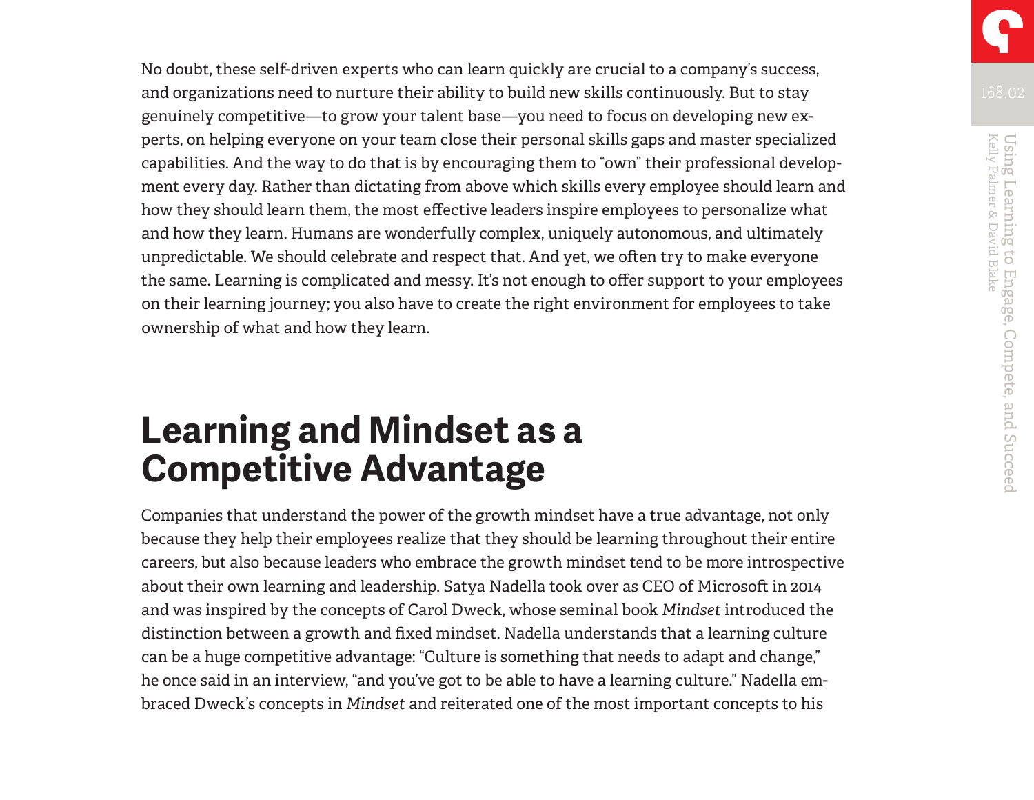No doubt, these self-driven experts who can learn quickly are crucial to a company's success, and organizations need to nurture their ability to build new skills continuously. But to stay genuinely competitive—to grow your talent base—you need to focus on developing new experts, on helping everyone on your team close their personal skills gaps and master specialized capabilities. And the way to do that is by encouraging them to "own" their professional development every day. Rather than dictating from above which skills every employee should learn and how they should learn them, the most effective leaders inspire employees to personalize what and how they learn. Humans are wonderfully complex, uniquely autonomous, and ultimately unpredictable. We should celebrate and respect that. And yet, we often try to make everyone the same. Learning is complicated and messy. It's not enough to offer support to your employees on their learning journey; you also have to create the right environment for employees to take ownership of what and how they learn.

## Learning and Mindset as a Competitive Advantage

Companies that understand the power of the growth mindset have a true advantage, not only because they help their employees realize that they should be learning throughout their entire careers, but also because leaders who embrace the growth mindset tend to be more introspective about their own learning and leadership. Satya Nadella took over as CEO of Microsoft in 2014 and was inspired by the concepts of Carol Dweck, whose seminal book *Mindset* introduced the distinction between a growth and fixed mindset. Nadella understands that a learning culture can be a huge competitive advantage: "Culture is something that needs to adapt and change," he once said in an interview, "and you've got to be able to have a learning culture." Nadella embraced Dweck's concepts in *Mindset* and reiterated one of the most important concepts to his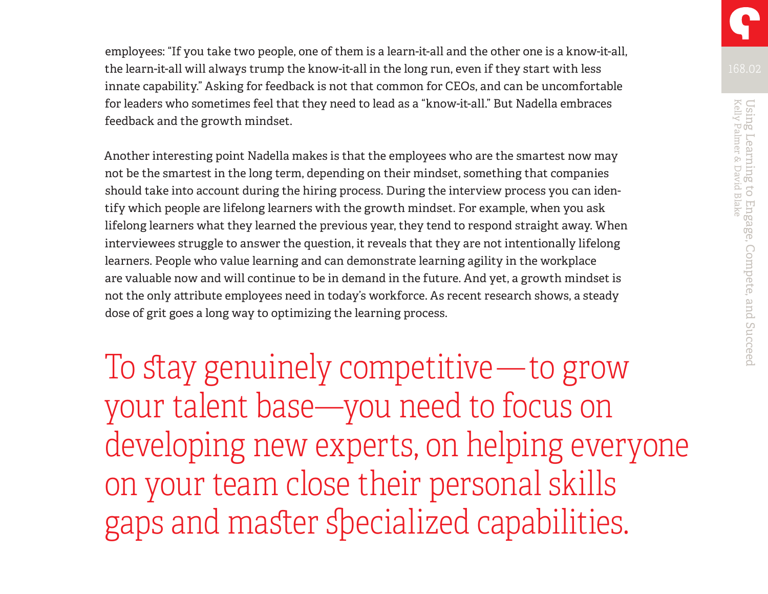employees: "If you take two people, one of them is a learn-it-all and the other one is a know-it-all, the learn-it-all will always trump the know-it-all in the long run, even if they start with less innate capability." Asking for feedback is not that common for CEOs, and can be uncomfortable for leaders who sometimes feel that they need to lead as a "know-it-all." But Nadella embraces feedback and the growth mindset.

Another interesting point Nadella makes is that the employees who are the smartest now may not be the smartest in the long term, depending on their mindset, something that companies should take into account during the hiring process. During the interview process you can identify which people are lifelong learners with the growth mindset. For example, when you ask lifelong learners what they learned the previous year, they tend to respond straight away. When interviewees struggle to answer the question, it reveals that they are not intentionally lifelong learners. People who value learning and can demonstrate learning agility in the workplace are valuable now and will continue to be in demand in the future. And yet, a growth mindset is not the only attribute employees need in today's workforce. As recent research shows, a steady dose of grit goes a long way to optimizing the learning process.

> To stay genuinely competitive—to grow your talent base—you need to focus on developing new experts, on helping everyone on your team close their personal skills gaps and master specialized capabilities.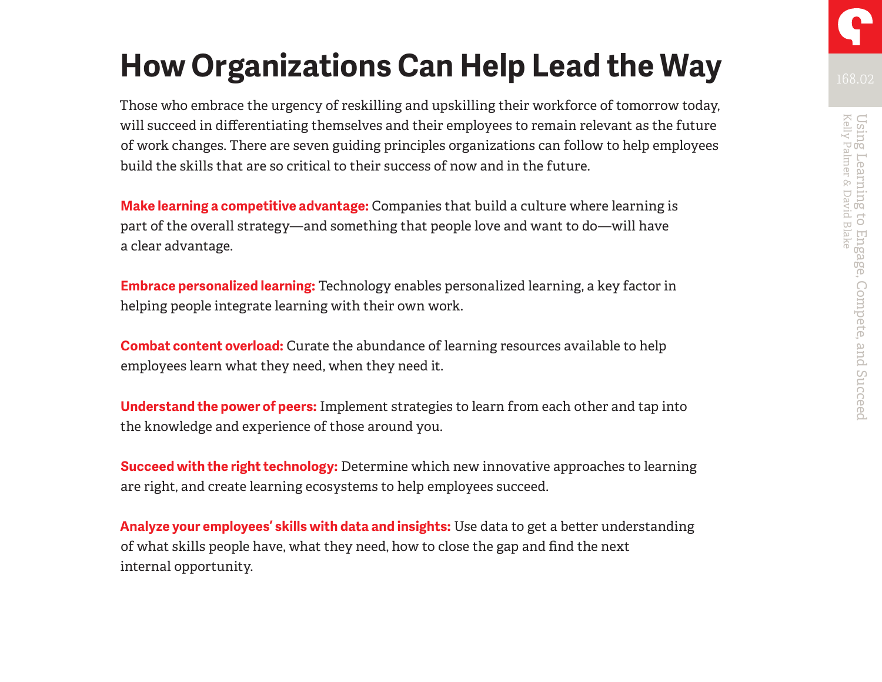# How Organizations Can Help Lead the Way

Those who embrace the urgency of reskilling and upskilling their workforce of tomorrow today, will succeed in differentiating themselves and their employees to remain relevant as the future of work changes. There are seven guiding principles organizations can follow to help employees build the skills that are so critical to their success of now and in the future.

**Make learning a competitive advantage:** Companies that build a culture where learning is part of the overall strategy—and something that people love and want to do—will have a clear advantage.

**Embrace personalized learning:** Technology enables personalized learning, a key factor in helping people integrate learning with their own work.

**Combat content overload:** Curate the abundance of learning resources available to help employees learn what they need, when they need it.

**Understand the power of peers:** Implement strategies to learn from each other and tap into the knowledge and experience of those around you.

**Succeed with the right technology:** Determine which new innovative approaches to learning are right, and create learning ecosystems to help employees succeed.

**Analyze your employees' skills with data and insights:** Use data to get a better understanding of what skills people have, what they need, how to close the gap and find the next internal opportunity.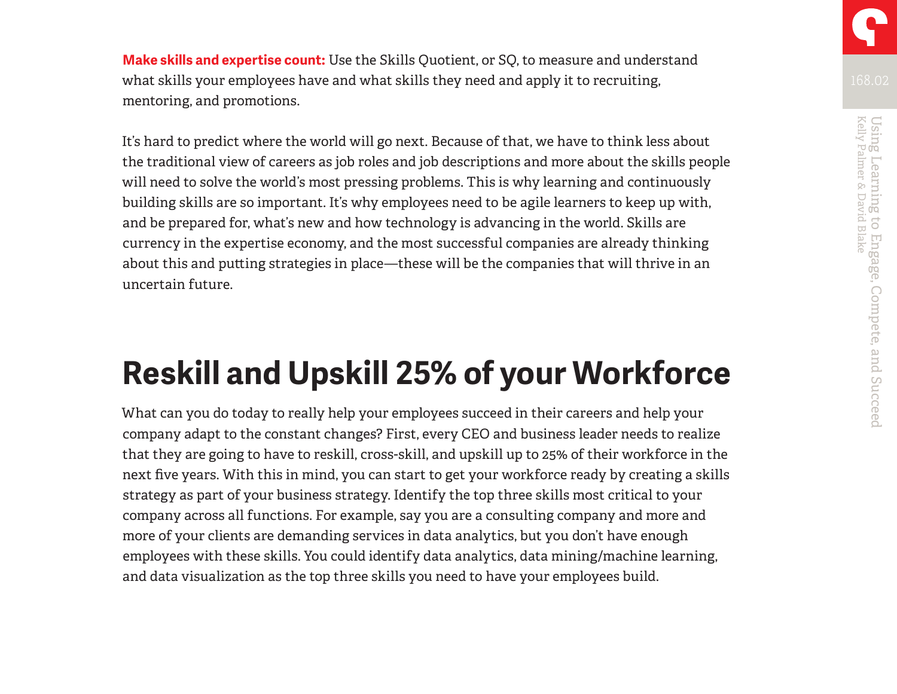**Make skills and expertise count:** Use the Skills Quotient, or SQ, to measure and understand what skills your employees have and what skills they need and apply it to recruiting, mentoring, and promotions.

It's hard to predict where the world will go next. Because of that, we have to think less about the traditional view of careers as job roles and job descriptions and more about the skills people will need to solve the world's most pressing problems. This is why learning and continuously building skills are so important. It's why employees need to be agile learners to keep up with, and be prepared for, what's new and how technology is advancing in the world. Skills are currency in the expertise economy, and the most successful companies are already thinking about this and putting strategies in place—these will be the companies that will thrive in an uncertain future.

# Reskill and Upskill 25% of your Workforce

What can you do today to really help your employees succeed in their careers and help your company adapt to the constant changes? First, every CEO and business leader needs to realize that they are going to have to reskill, cross-skill, and upskill up to 25% of their workforce in the next five years. With this in mind, you can start to get your workforce ready by creating a skills strategy as part of your business strategy. Identify the top three skills most critical to your company across all functions. For example, say you are a consulting company and more and more of your clients are demanding services in data analytics, but you don't have enough employees with these skills. You could identify data analytics, data mining/machine learning, and data visualization as the top three skills you need to have your employees build.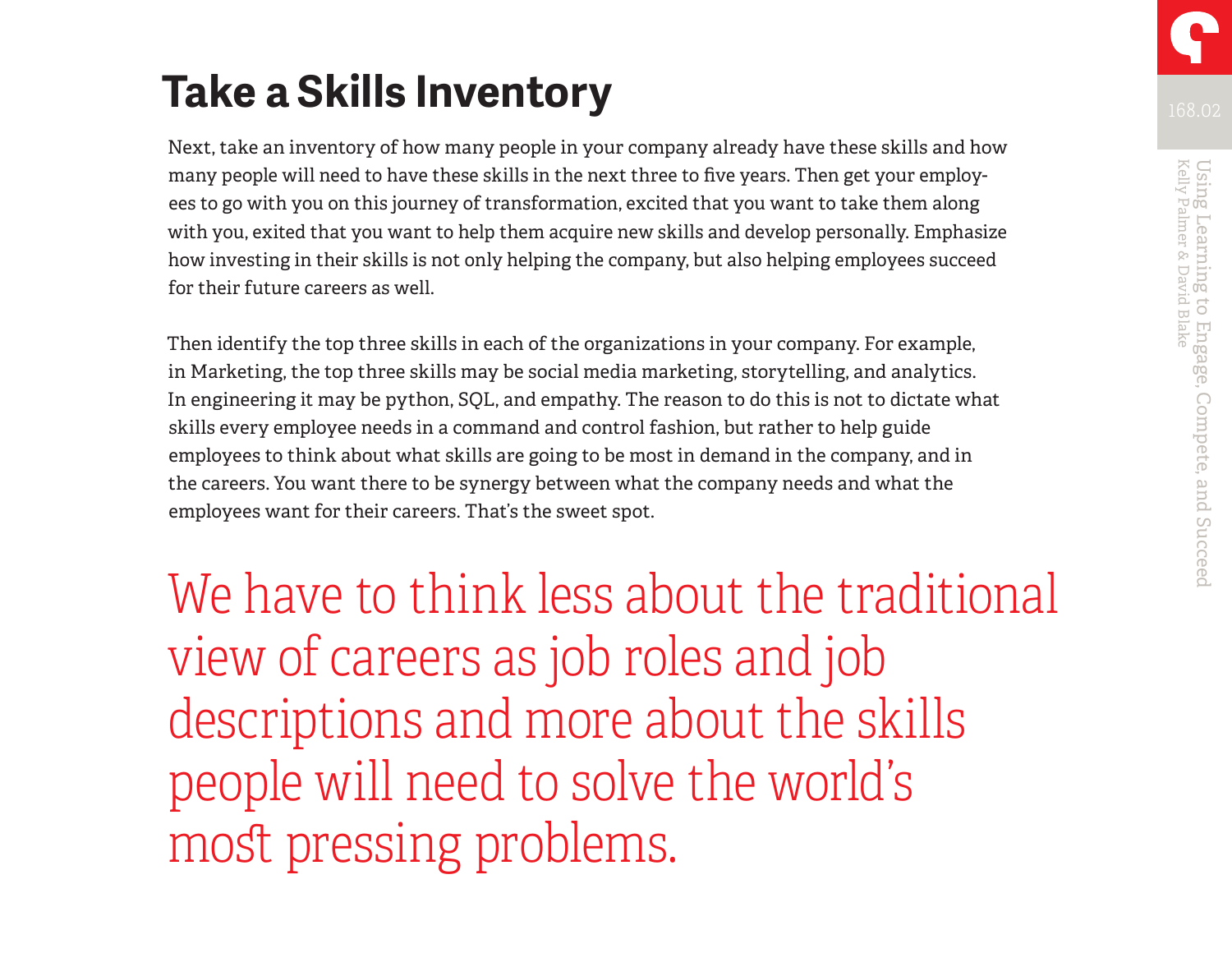# Take a Skills Inventory

Next, take an inventory of how many people in your company already have these skills and how many people will need to have these skills in the next three to five years. Then get your employees to go with you on this journey of transformation, excited that you want to take them along with you, exited that you want to help them acquire new skills and develop personally. Emphasize how investing in their skills is not only helping the company, but also helping employees succeed for their future careers as well.

Then identify the top three skills in each of the organizations in your company. For example, in Marketing, the top three skills may be social media marketing, storytelling, and analytics. In engineering it may be python, SQL, and empathy. The reason to do this is not to dictate what skills every employee needs in a command and control fashion, but rather to help guide employees to think about what skills are going to be most in demand in the company, and in the careers. You want there to be synergy between what the company needs and what the employees want for their careers. That's the sweet spot.

> We have to think less about the traditional view of careers as job roles and job descriptions and more about the skills people will need to solve the world's most pressing problems.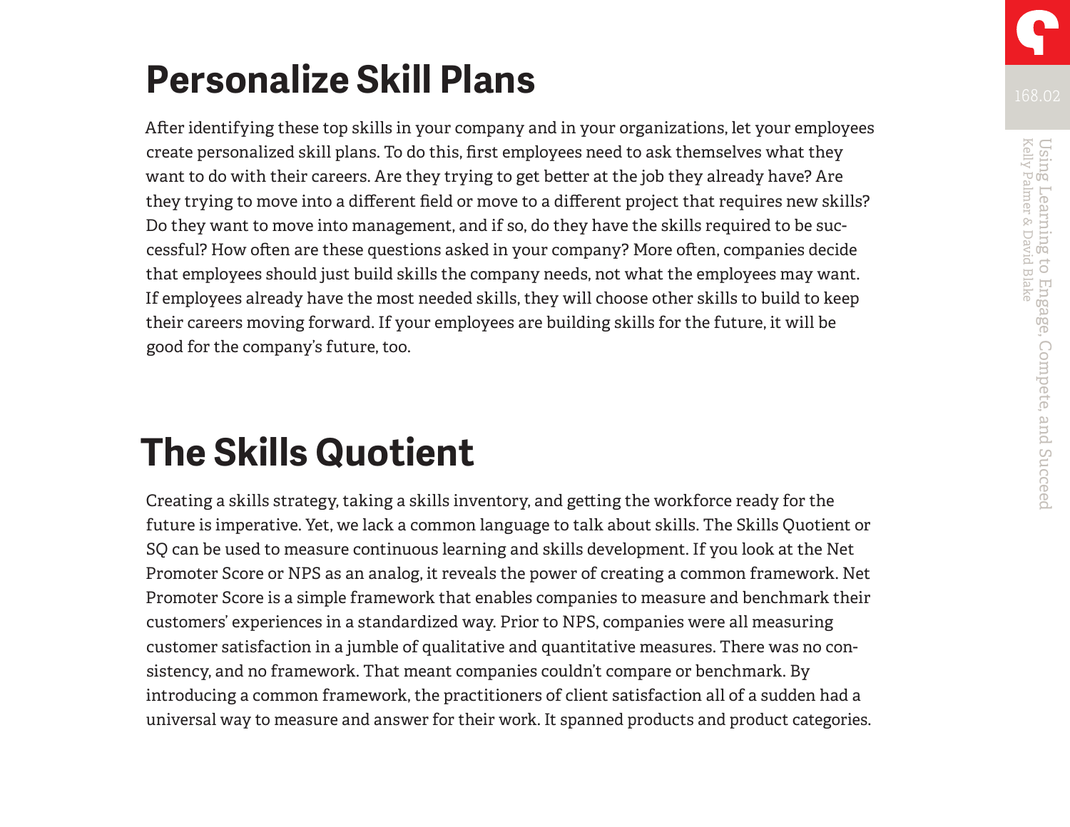## Personalize Skill Plans

After identifying these top skills in your company and in your organizations, let your employees create personalized skill plans. To do this, first employees need to ask themselves what they want to do with their careers. Are they trying to get better at the job they already have? Are they trying to move into a different field or move to a different project that requires new skills? Do they want to move into management, and if so, do they have the skills required to be successful? How often are these questions asked in your company? More often, companies decide that employees should just build skills the company needs, not what the employees may want. If employees already have the most needed skills, they will choose other skills to build to keep their careers moving forward. If your employees are building skills for the future, it will be good for the company's future, too.

## The Skills Quotient

Creating a skills strategy, taking a skills inventory, and getting the workforce ready for the future is imperative. Yet, we lack a common language to talk about skills. The Skills Quotient or SQ can be used to measure continuous learning and skills development. If you look at the Net Promoter Score or NPS as an analog, it reveals the power of creating a common framework. Net Promoter Score is a simple framework that enables companies to measure and benchmark their customers' experiences in a standardized way. Prior to NPS, companies were all measuring customer satisfaction in a jumble of qualitative and quantitative measures. There was no consistency, and no framework. That meant companies couldn't compare or benchmark. By introducing a common framework, the practitioners of client satisfaction all of a sudden had a universal way to measure and answer for their work. It spanned products and product categories.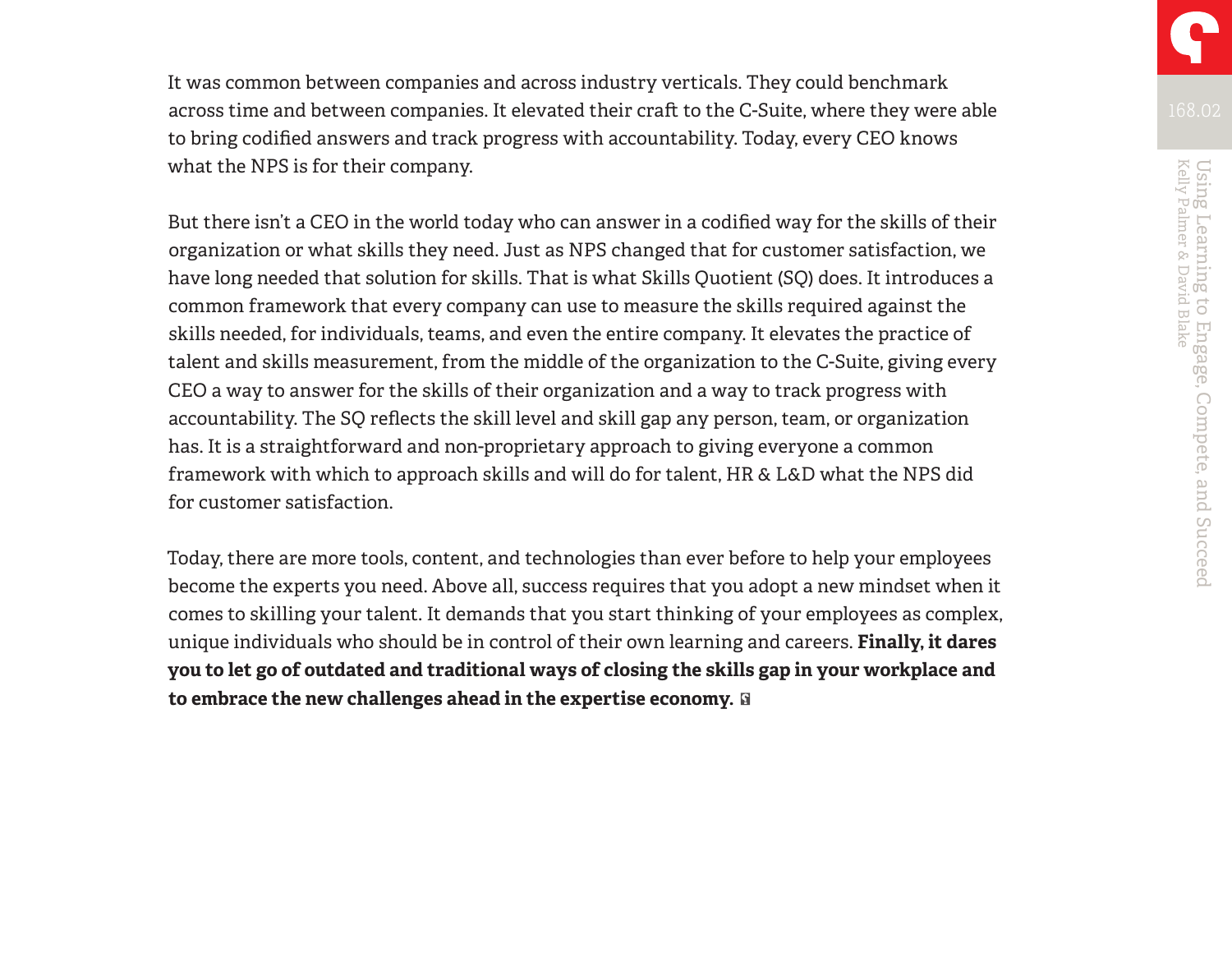It was common between companies and across industry verticals. They could benchmark across time and between companies. It elevated their craft to the C-Suite, where they were able to bring codified answers and track progress with accountability. Today, every CEO knows what the NPS is for their company.

But there isn't a CEO in the world today who can answer in a codified way for the skills of their organization or what skills they need. Just as NPS changed that for customer satisfaction, we have long needed that solution for skills. That is what Skills Quotient (SQ) does. It introduces a common framework that every company can use to measure the skills required against the skills needed, for individuals, teams, and even the entire company. It elevates the practice of talent and skills measurement, from the middle of the organization to the C-Suite, giving every CEO a way to answer for the skills of their organization and a way to track progress with accountability. The SQ reflects the skill level and skill gap any person, team, or organization has. It is a straightforward and non-proprietary approach to giving everyone a common framework with which to approach skills and will do for talent, HR & L&D what the NPS did for customer satisfaction.

Today, there are more tools, content, and technologies than ever before to help your employees become the experts you need. Above all, success requires that you adopt a new mindset when it comes to skilling your talent. It demands that you start thinking of your employees as complex, unique individuals who should be in control of their own learning and careers. **Finally, it dares you to let go of outdated and traditional ways of closing the skills gap in your workplace and to embrace the new challenges ahead in the expertise economy.**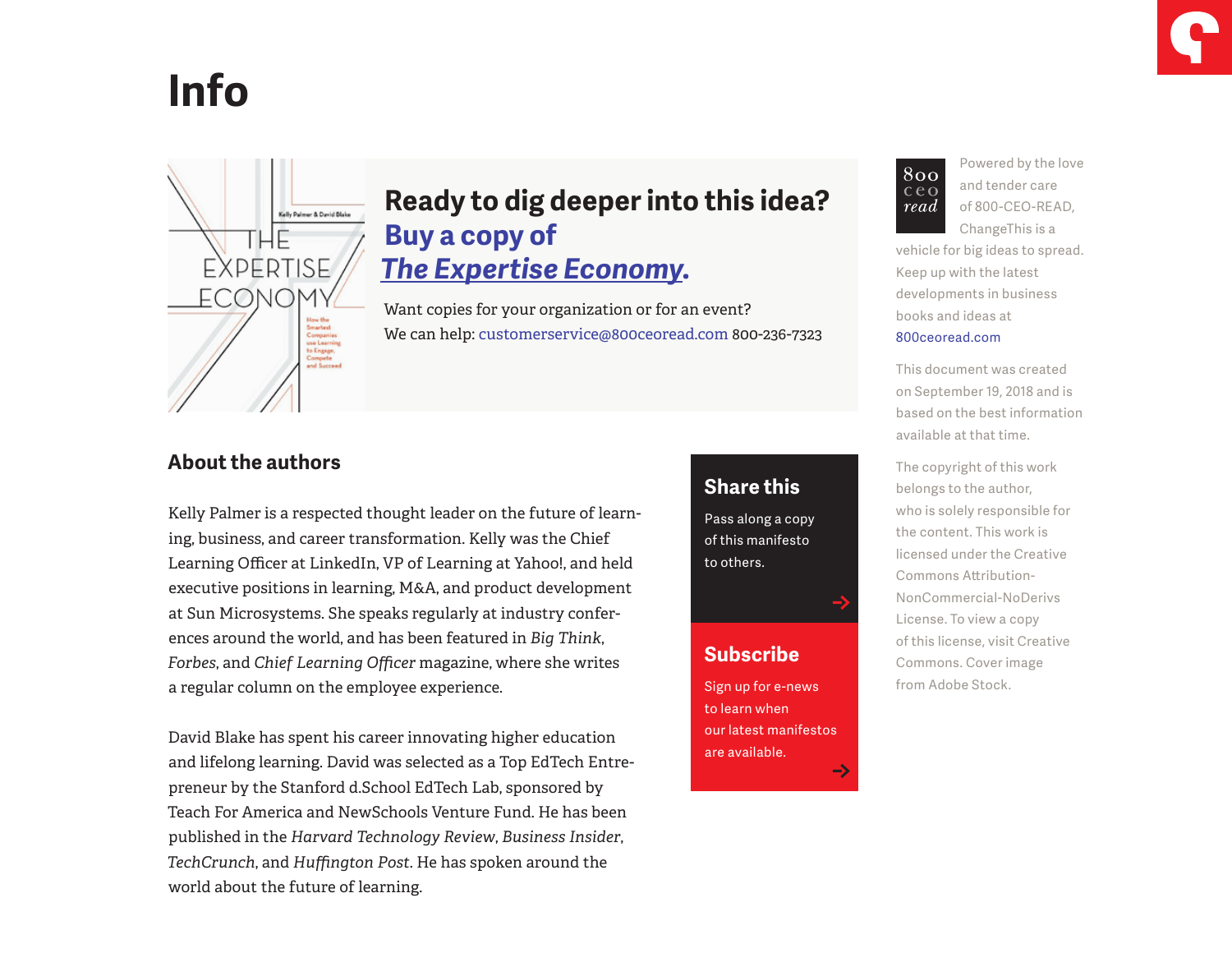# Info

## Ready to dig deeper into this idea?

**Buy a copy of *The Expertise Economy*.**

Want copies for your organization or for an event?
We can help: customerservice@800ceoread.com 800-236-7323

### About the authors

Kelly Palmer is a respected thought leader on the future of learning, business, and career transformation. Kelly was the Chief Learning Officer at LinkedIn, VP of Learning at Yahoo!, and held executive positions in learning, M&A, and product development at Sun Microsystems. She speaks regularly at industry conferences around the world, and has been featured in *Big Think*, *Forbes*, and *Chief Learning Officer* magazine, where she writes a regular column on the employee experience.

David Blake has spent his career innovating higher education and lifelong learning. David was selected as a Top EdTech Entrepreneur by the Stanford d.School EdTech Lab, sponsored by Teach For America and NewSchools Venture Fund. He has been published in the *Harvard Technology Review*, *Business Insider*, *TechCrunch*, and *Huffington Post*. He has spoken around the world about the future of learning.

**Share this**

Pass along a copy of this manifesto to others.

**Subscribe**

Sign up for e-news to learn when our latest manifestos are available.

Powered by the love and tender care of 800-CEO-READ, ChangeThis is a vehicle for big ideas to spread. Keep up with the latest developments in business books and ideas at 800ceoread.com

This document was created on September 19, 2018 and is based on the best information available at that time.

The copyright of this work belongs to the author, who is solely responsible for the content. This work is licensed under the Creative Commons Attribution-NonCommercial-NoDerivs License. To view a copy of this license, visit Creative Commons. Cover image from Adobe Stock.